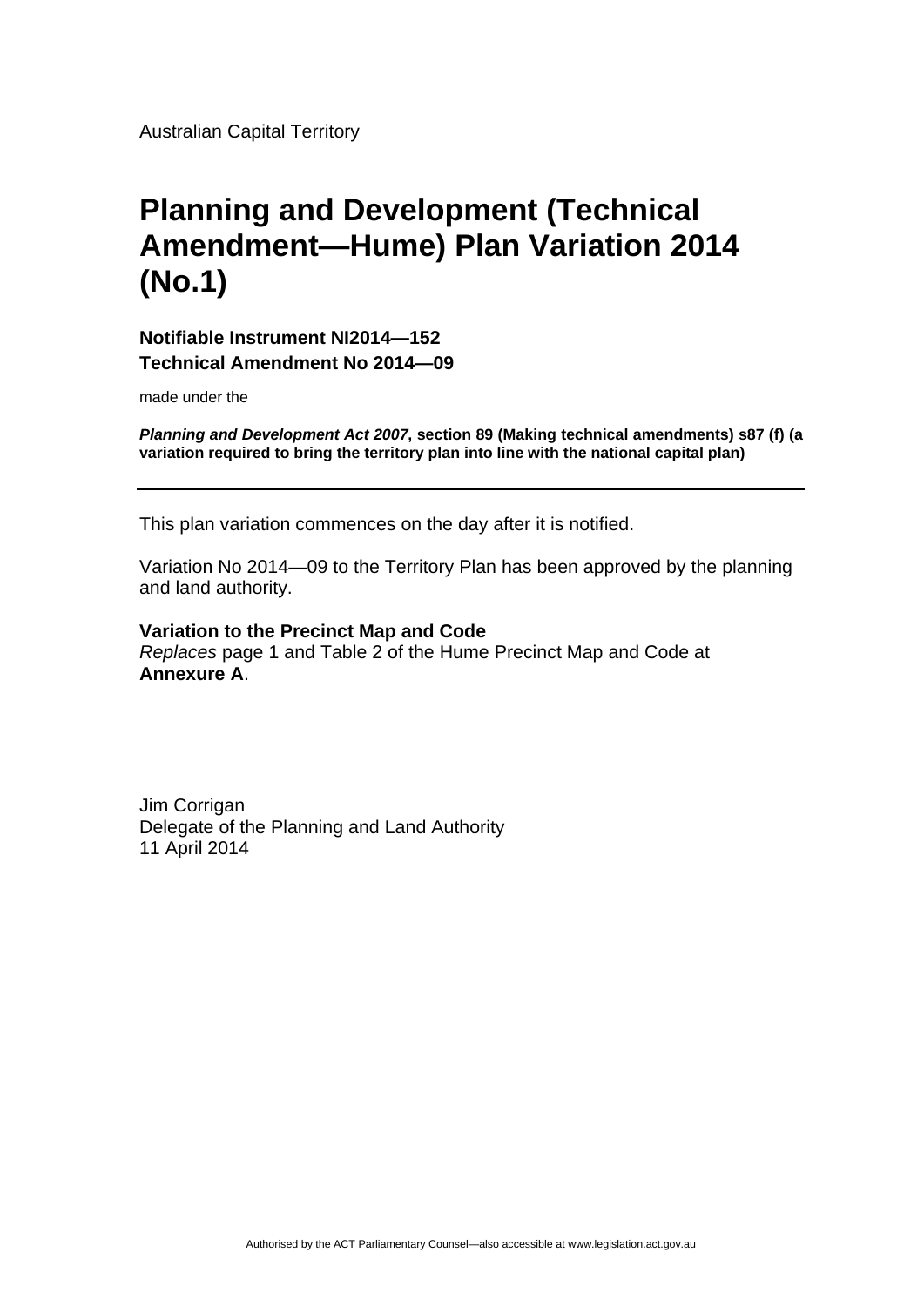Australian Capital Territory

# Planning and Development (Technical Amendment—Hume) Plan Variation 2014 (No.1)

**Notifiable Instrument NI2014—152**

**Technical Amendment No 2014—09**

made under the

***Planning and Development Act 2007*, section 89 (Making technical amendments) s87 (f) (a variation required to bring the territory plan into line with the national capital plan)**

---

This plan variation commences on the day after it is notified.

Variation No 2014—09 to the Territory Plan has been approved by the planning and land authority.

**Variation to the Precinct Map and Code**

*Replaces* page 1 and Table 2 of the Hume Precinct Map and Code at **Annexure A**.

Jim Corrigan
Delegate of the Planning and Land Authority
11 April 2014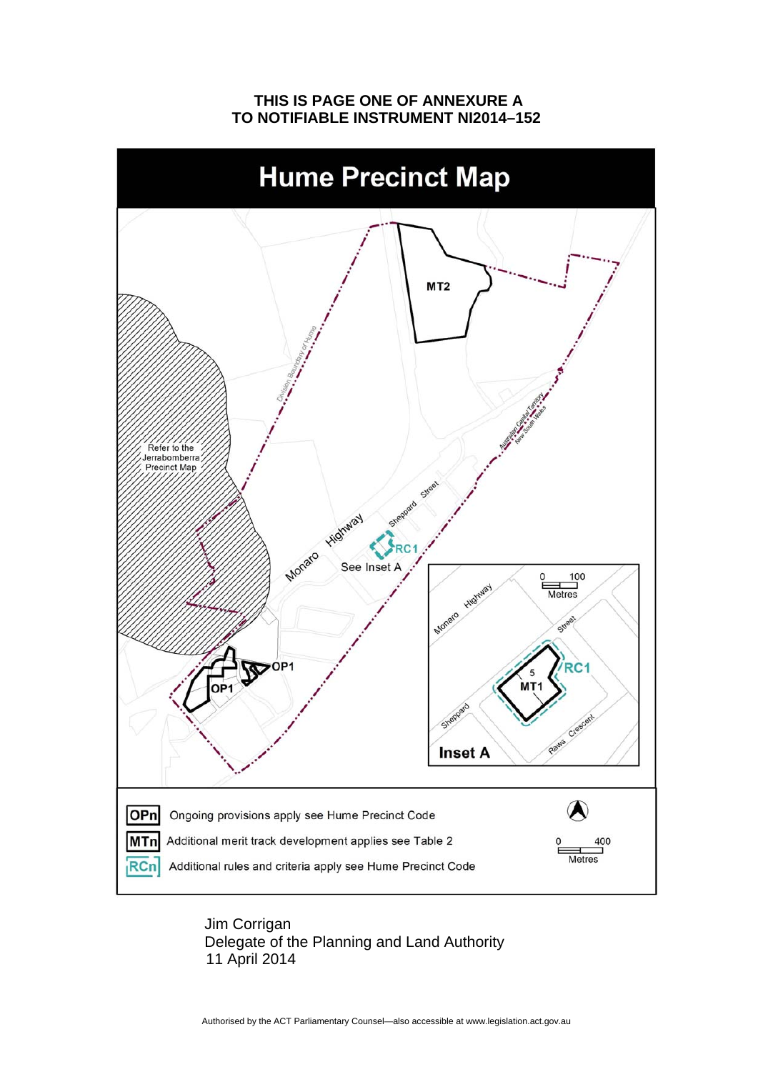**THIS IS PAGE ONE OF ANNEXURE A**
**TO NOTIFIABLE INSTRUMENT NI2014–152**

# Hume Precinct Map

MT2

Division Boundary of Hume

Australian Capital Territory / New South Wales

Refer to the Jerrabomberra Precinct Map

Monaro Highway

Sheppard Street

RC1

See Inset A

OP1

OP1

**Inset A**

0 100 Metres

Monaro Highway

Sheppard Street

RC1

5

MT1

Raws Crescent

| | |
|---|---|
| OPn | Ongoing provisions apply see Hume Precinct Code |
| MTn | Additional merit track development applies see Table 2 |
| RCn | Additional rules and criteria apply see Hume Precinct Code |

0 400 Metres

Jim Corrigan
Delegate of the Planning and Land Authority
11 April 2014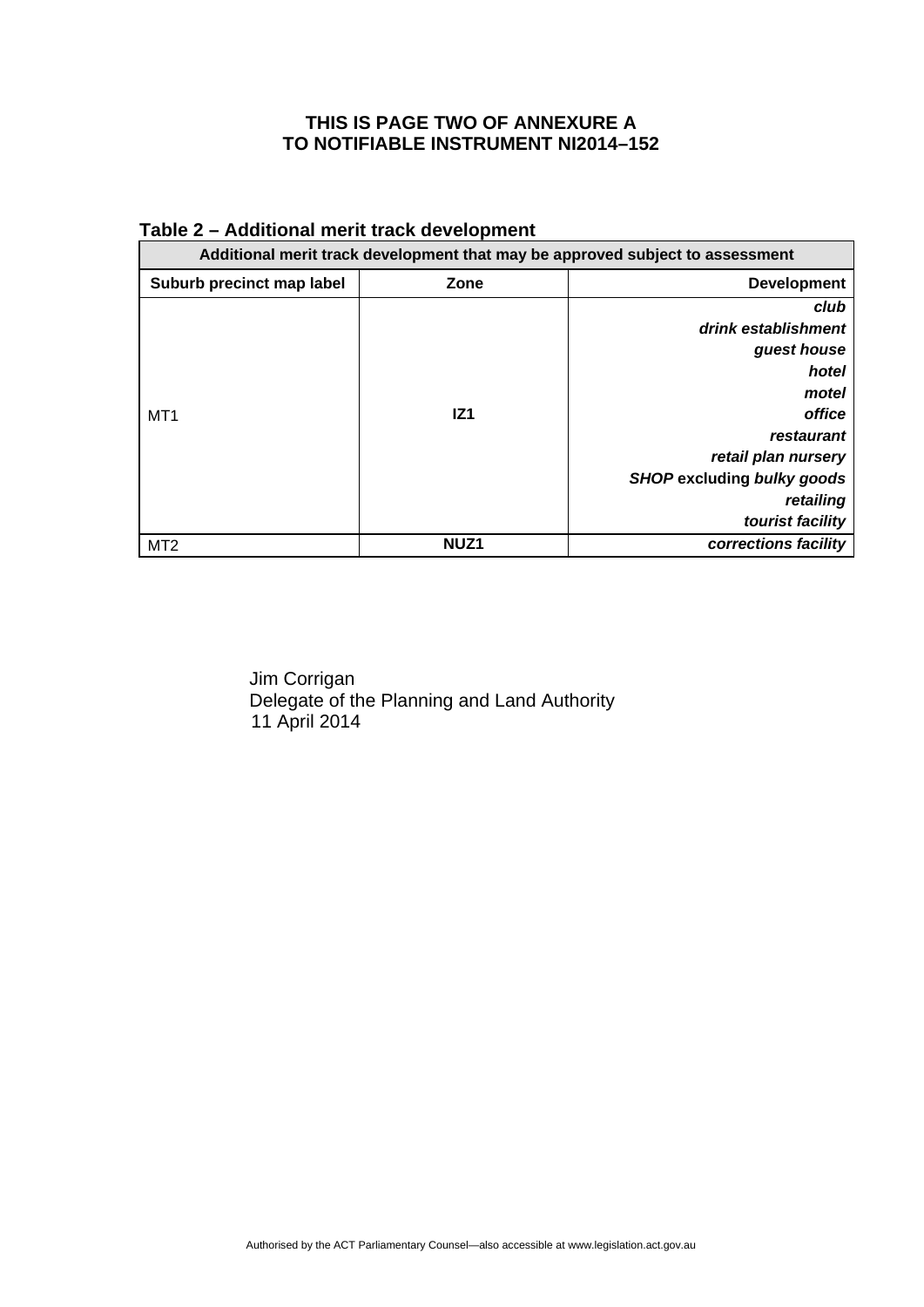**THIS IS PAGE TWO OF ANNEXURE A**
**TO NOTIFIABLE INSTRUMENT NI2014–152**

**Table 2 – Additional merit track development**

| Additional merit track development that may be approved subject to assessment | | |
|---|---|---|
| **Suburb precinct map label** | **Zone** | **Development** |
| MT1 | **IZ1** | ***club***<br>***drink establishment***<br>***guest house***<br>***hotel***<br>***motel***<br>***office***<br>***restaurant***<br>***retail plan nursery***<br>***SHOP* excluding *bulky goods***<br>***retailing***<br>***tourist facility*** |
| MT2 | **NUZ1** | ***corrections facility*** |

Jim Corrigan
Delegate of the Planning and Land Authority
11 April 2014

Authorised by the ACT Parliamentary Counsel—also accessible at www.legislation.act.gov.au